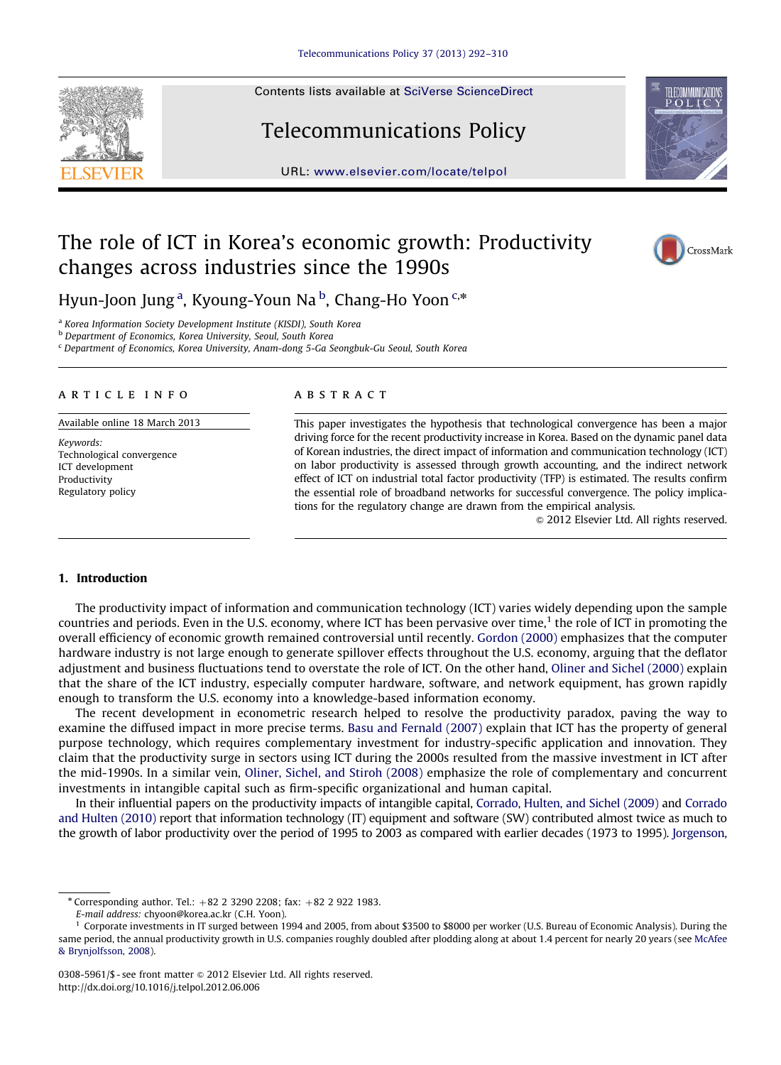# The role of ICT in Korea's economic growth: Productivity changes across industries since the 1990s

Hyun-Joon Jung [a], Kyoung-Youn Na [b], Chang-Ho Yoon [c,*]

[a] Korea Information Society Development Institute (KISDI), South Korea
[b] Department of Economics, Korea University, Seoul, South Korea
[c] Department of Economics, Korea University, Anam-dong 5-Ga Seongbuk-Gu Seoul, South Korea

**ARTICLE INFO**

Available online 18 March 2013

*Keywords:*
Technological convergence
ICT development
Productivity
Regulatory policy

**ABSTRACT**

This paper investigates the hypothesis that technological convergence has been a major driving force for the recent productivity increase in Korea. Based on the dynamic panel data of Korean industries, the direct impact of information and communication technology (ICT) on labor productivity is assessed through growth accounting, and the indirect network effect of ICT on industrial total factor productivity (TFP) is estimated. The results confirm the essential role of broadband networks for successful convergence. The policy implications for the regulatory change are drawn from the empirical analysis.

© 2012 Elsevier Ltd. All rights reserved.

## 1. Introduction

The productivity impact of information and communication technology (ICT) varies widely depending upon the sample countries and periods. Even in the U.S. economy, where ICT has been pervasive over time,[1] the role of ICT in promoting the overall efficiency of economic growth remained controversial until recently. Gordon (2000) emphasizes that the computer hardware industry is not large enough to generate spillover effects throughout the U.S. economy, arguing that the deflator adjustment and business fluctuations tend to overstate the role of ICT. On the other hand, Oliner and Sichel (2000) explain that the share of the ICT industry, especially computer hardware, software, and network equipment, has grown rapidly enough to transform the U.S. economy into a knowledge-based information economy.

The recent development in econometric research helped to resolve the productivity paradox, paving the way to examine the diffused impact in more precise terms. Basu and Fernald (2007) explain that ICT has the property of general purpose technology, which requires complementary investment for industry-specific application and innovation. They claim that the productivity surge in sectors using ICT during the 2000s resulted from the massive investment in ICT after the mid-1990s. In a similar vein, Oliner, Sichel, and Stiroh (2008) emphasize the role of complementary and concurrent investments in intangible capital such as firm-specific organizational and human capital.

In their influential papers on the productivity impacts of intangible capital, Corrado, Hulten, and Sichel (2009) and Corrado and Hulten (2010) report that information technology (IT) equipment and software (SW) contributed almost twice as much to the growth of labor productivity over the period of 1995 to 2003 as compared with earlier decades (1973 to 1995). Jorgenson,

---

* Corresponding author. Tel.: +82 2 3290 2208; fax: +82 2 922 1983.
*E-mail address:* chyoon@korea.ac.kr (C.H. Yoon).

[1] Corporate investments in IT surged between 1994 and 2005, from about $3500 to $8000 per worker (U.S. Bureau of Economic Analysis). During the same period, the annual productivity growth in U.S. companies roughly doubled after plodding along at about 1.4 percent for nearly 20 years (see McAfee & Brynjolfsson, 2008).

0308-5961/$ - see front matter © 2012 Elsevier Ltd. All rights reserved.
http://dx.doi.org/10.1016/j.telpol.2012.06.006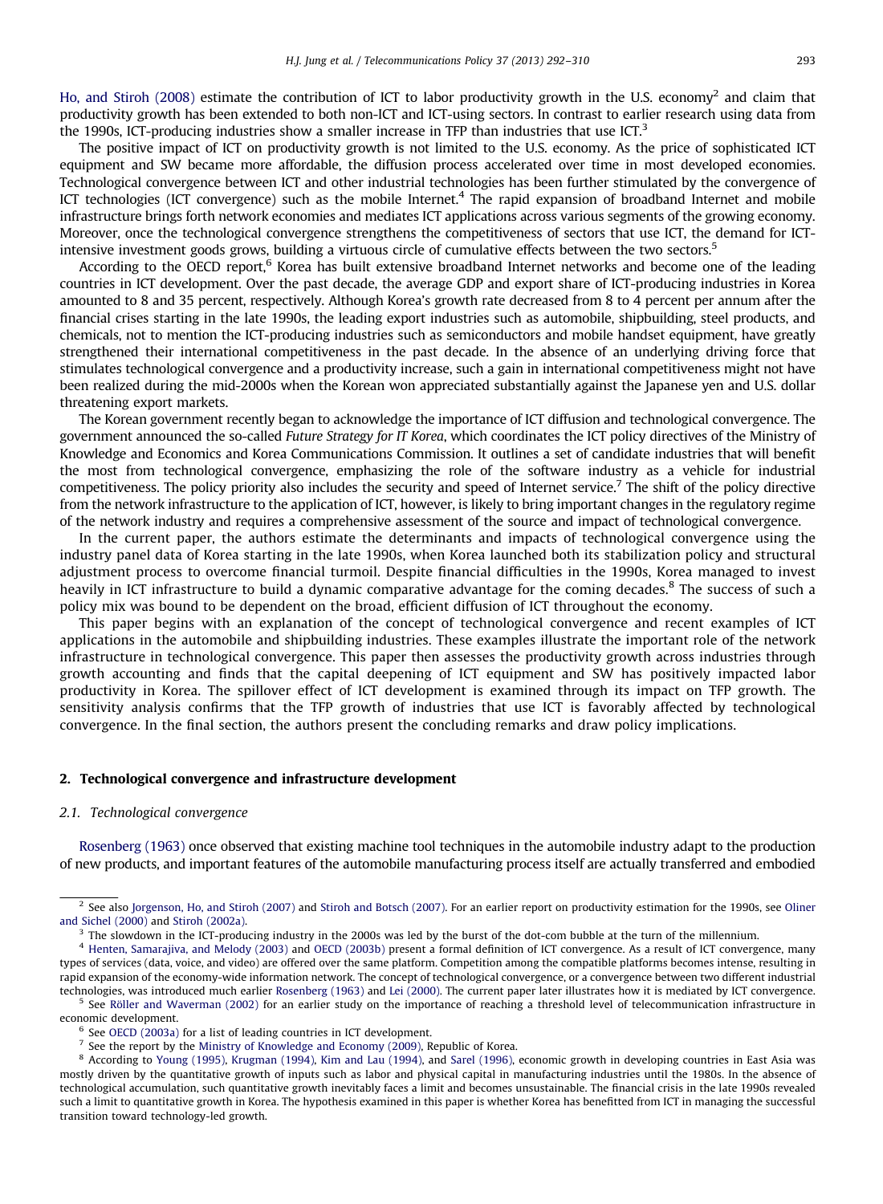Ho, and Stiroh (2008) estimate the contribution of ICT to labor productivity growth in the U.S. economy[2] and claim that productivity growth has been extended to both non-ICT and ICT-using sectors. In contrast to earlier research using data from the 1990s, ICT-producing industries show a smaller increase in TFP than industries that use ICT.[3]

The positive impact of ICT on productivity growth is not limited to the U.S. economy. As the price of sophisticated ICT equipment and SW became more affordable, the diffusion process accelerated over time in most developed economies. Technological convergence between ICT and other industrial technologies has been further stimulated by the convergence of ICT technologies (ICT convergence) such as the mobile Internet.[4] The rapid expansion of broadband Internet and mobile infrastructure brings forth network economies and mediates ICT applications across various segments of the growing economy. Moreover, once the technological convergence strengthens the competitiveness of sectors that use ICT, the demand for ICT-intensive investment goods grows, building a virtuous circle of cumulative effects between the two sectors.[5]

According to the OECD report,[6] Korea has built extensive broadband Internet networks and become one of the leading countries in ICT development. Over the past decade, the average GDP and export share of ICT-producing industries in Korea amounted to 8 and 35 percent, respectively. Although Korea's growth rate decreased from 8 to 4 percent per annum after the financial crises starting in the late 1990s, the leading export industries such as automobile, shipbuilding, steel products, and chemicals, not to mention the ICT-producing industries such as semiconductors and mobile handset equipment, have greatly strengthened their international competitiveness in the past decade. In the absence of an underlying driving force that stimulates technological convergence and a productivity increase, such a gain in international competitiveness might not have been realized during the mid-2000s when the Korean won appreciated substantially against the Japanese yen and U.S. dollar threatening export markets.

The Korean government recently began to acknowledge the importance of ICT diffusion and technological convergence. The government announced the so-called *Future Strategy for IT Korea*, which coordinates the ICT policy directives of the Ministry of Knowledge and Economics and Korea Communications Commission. It outlines a set of candidate industries that will benefit the most from technological convergence, emphasizing the role of the software industry as a vehicle for industrial competitiveness. The policy priority also includes the security and speed of Internet service.[7] The shift of the policy directive from the network infrastructure to the application of ICT, however, is likely to bring important changes in the regulatory regime of the network industry and requires a comprehensive assessment of the source and impact of technological convergence.

In the current paper, the authors estimate the determinants and impacts of technological convergence using the industry panel data of Korea starting in the late 1990s, when Korea launched both its stabilization policy and structural adjustment process to overcome financial turmoil. Despite financial difficulties in the 1990s, Korea managed to invest heavily in ICT infrastructure to build a dynamic comparative advantage for the coming decades.[8] The success of such a policy mix was bound to be dependent on the broad, efficient diffusion of ICT throughout the economy.

This paper begins with an explanation of the concept of technological convergence and recent examples of ICT applications in the automobile and shipbuilding industries. These examples illustrate the important role of the network infrastructure in technological convergence. This paper then assesses the productivity growth across industries through growth accounting and finds that the capital deepening of ICT equipment and SW has positively impacted labor productivity in Korea. The spillover effect of ICT development is examined through its impact on TFP growth. The sensitivity analysis confirms that the TFP growth of industries that use ICT is favorably affected by technological convergence. In the final section, the authors present the concluding remarks and draw policy implications.

## 2. Technological convergence and infrastructure development

### 2.1. Technological convergence

Rosenberg (1963) once observed that existing machine tool techniques in the automobile industry adapt to the production of new products, and important features of the automobile manufacturing process itself are actually transferred and embodied

---

[2] See also Jorgenson, Ho, and Stiroh (2007) and Stiroh and Botsch (2007). For an earlier report on productivity estimation for the 1990s, see Oliner and Sichel (2000) and Stiroh (2002a).

[3] The slowdown in the ICT-producing industry in the 2000s was led by the burst of the dot-com bubble at the turn of the millennium.

[4] Henten, Samarajiva, and Melody (2003) and OECD (2003b) present a formal definition of ICT convergence. As a result of ICT convergence, many types of services (data, voice, and video) are offered over the same platform. Competition among the compatible platforms becomes intense, resulting in rapid expansion of the economy-wide information network. The concept of technological convergence, or a convergence between two different industrial technologies, was introduced much earlier Rosenberg (1963) and Lei (2000). The current paper later illustrates how it is mediated by ICT convergence.

[5] See Röller and Waverman (2002) for an earlier study on the importance of reaching a threshold level of telecommunication infrastructure in economic development.

[6] See OECD (2003a) for a list of leading countries in ICT development.

[7] See the report by the Ministry of Knowledge and Economy (2009), Republic of Korea.

[8] According to Young (1995), Krugman (1994), Kim and Lau (1994), and Sarel (1996), economic growth in developing countries in East Asia was mostly driven by the quantitative growth of inputs such as labor and physical capital in manufacturing industries until the 1980s. In the absence of technological accumulation, such quantitative growth inevitably faces a limit and becomes unsustainable. The financial crisis in the late 1990s revealed such a limit to quantitative growth in Korea. The hypothesis examined in this paper is whether Korea has benefitted from ICT in managing the successful transition toward technology-led growth.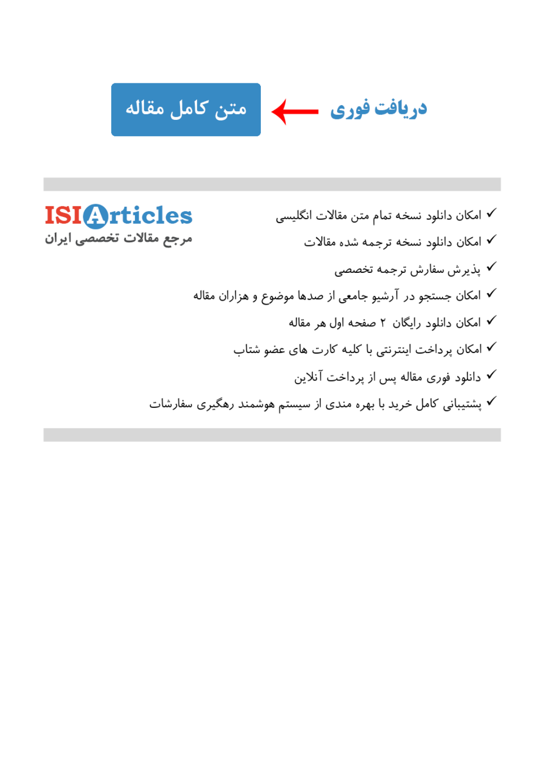دریافت فوری ← **متن کامل مقاله**

**ISIArticles**
مرجع مقالات تخصصی ایران

- ✓ امکان دانلود نسخه تمام متن مقالات انگلیسی
- ✓ امکان دانلود نسخه ترجمه شده مقالات
- ✓ پذیرش سفارش ترجمه تخصصی
- ✓ امکان جستجو در آرشیو جامعی از صدها موضوع و هزاران مقاله
- ✓ امکان دانلود رایگان ۲ صفحه اول هر مقاله
- ✓ امکان پرداخت اینترنتی با کلیه کارت های عضو شتاب
- ✓ دانلود فوری مقاله پس از پرداخت آنلاین
- ✓ پشتیبانی کامل خرید با بهره مندی از سیستم هوشمند رهگیری سفارشات